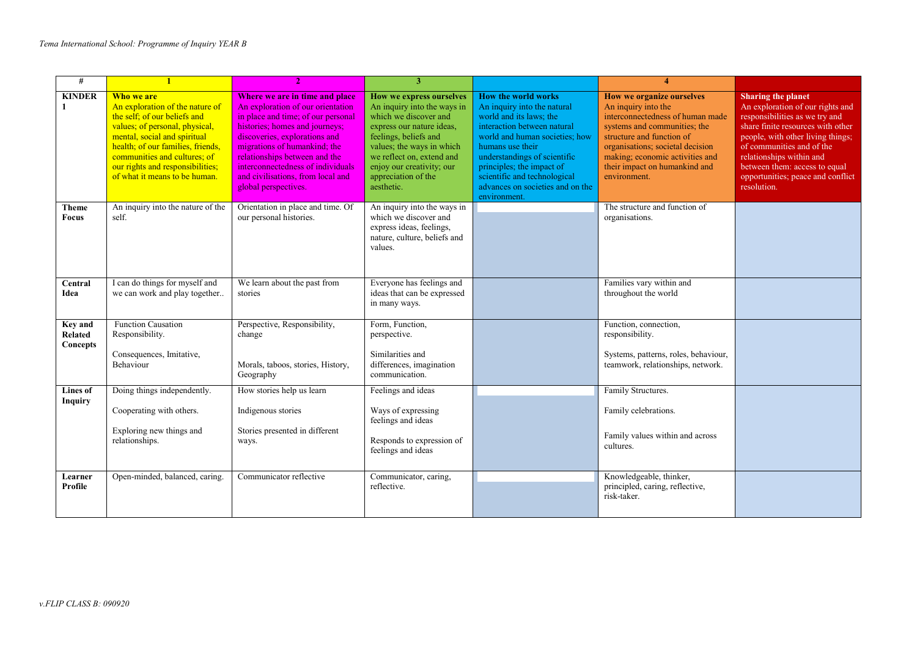*Tema International School: Programme of Inquiry YEAR B*

| # | 1 | 2 | 3 | | 4 | |
|---|---|---|---|---|---|---|
| **KINDER 1** | **Who we are** An exploration of the nature of the self; of our beliefs and values; of personal, physical, mental, social and spiritual health; of our families, friends, communities and cultures; of our rights and responsibilities; of what it means to be human. | **Where we are in time and place** An exploration of our orientation in place and time; of our personal histories; homes and journeys; discoveries, explorations and migrations of humankind; the relationships between and the interconnectedness of individuals and civilisations, from local and global perspectives. | **How we express ourselves** An inquiry into the ways in which we discover and express our nature ideas, feelings, beliefs and values; the ways in which we reflect on, extend and enjoy our creativity; our appreciation of the aesthetic. | **How the world works** An inquiry into the natural world and its laws; the interaction between natural world and human societies; how humans use their understandings of scientific principles; the impact of scientific and technological advances on societies and on the environment. | **How we organize ourselves** An inquiry into the interconnectedness of human made systems and communities; the structure and function of organisations; societal decision making; economic activities and their impact on humankind and environment. | **Sharing the planet** An exploration of our rights and responsibilities as we try and share finite resources with other people, with other living things; of communities and of the relationships within and between them: access to equal opportunities; peace and conflict resolution. |
| **Theme Focus** | An inquiry into the nature of the self. | Orientation in place and time. Of our personal histories. | An inquiry into the ways in which we discover and express ideas, feelings, nature, culture, beliefs and values. | | The structure and function of organisations. | |
| **Central Idea** | I can do things for myself and we can work and play together.. | We learn about the past from stories | Everyone has feelings and ideas that can be expressed in many ways. | | Families vary within and throughout the world | |
| **Key and Related Concepts** | Function Causation Responsibility.<br><br>Consequences, Imitative, Behaviour | Perspective, Responsibility, change<br><br>Morals, taboos, stories, History, Geography | Form, Function, perspective.<br><br>Similarities and differences, imagination communication. | | Function, connection, responsibility.<br><br>Systems, patterns, roles, behaviour, teamwork, relationships, network. | |
| **Lines of Inquiry** | Doing things independently.<br><br>Cooperating with others.<br><br>Exploring new things and relationships. | How stories help us learn<br><br>Indigenous stories<br><br>Stories presented in different ways. | Feelings and ideas<br><br>Ways of expressing feelings and ideas<br><br>Responds to expression of feelings and ideas | | Family Structures.<br><br>Family celebrations.<br><br>Family values within and across cultures. | |
| **Learner Profile** | Open-minded, balanced, caring. | Communicator reflective | Communicator, caring, reflective. | | Knowledgeable, thinker, principled, caring, reflective, risk-taker. | |

*v.FLIP CLASS B: 090920*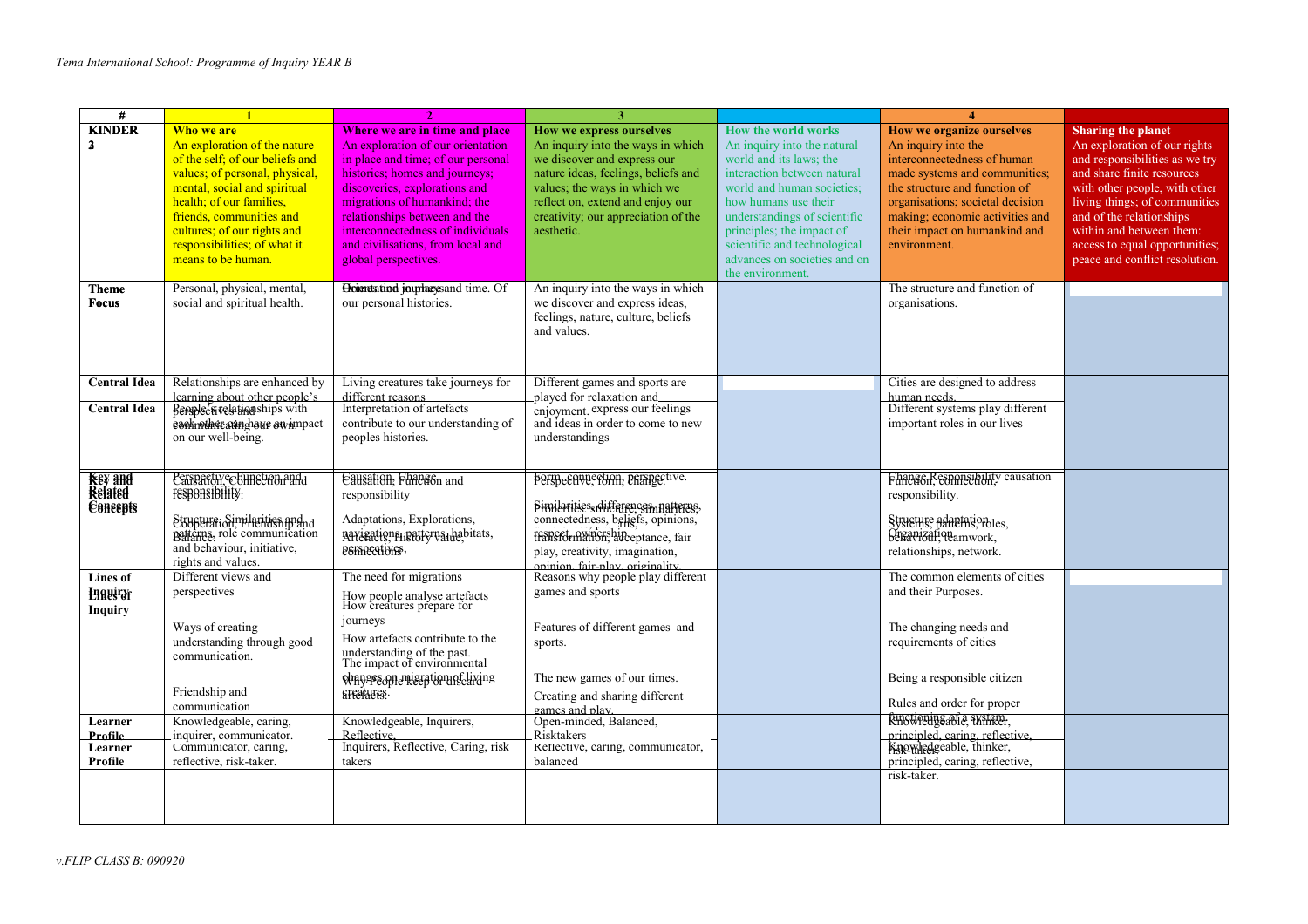| # | 1 | 2 | 3 | | 4 | |
|---|---|---|---|---|---|---|
| **KINDER 3** | **Who we are**<br>An exploration of the nature of the self; of our beliefs and values; of personal, physical, mental, social and spiritual health; of our families, friends, communities and cultures; of our rights and responsibilities; of what it means to be human. | **Where we are in time and place**<br>An exploration of our orientation in place and time; of our personal histories; homes and journeys; discoveries, explorations and migrations of humankind; the relationships between and the interconnectedness of individuals and civilisations, from local and global perspectives. | **How we express ourselves**<br>An inquiry into the ways in which we discover and express our nature ideas, feelings, beliefs and values; the ways in which we reflect on, extend and enjoy our creativity; our appreciation of the aesthetic. | **How the world works**<br>An inquiry into the natural world and its laws; the interaction between natural world and human societies; how humans use their understandings of scientific principles; the impact of scientific and technological advances on societies and on the environment. | **How we organize ourselves**<br>An inquiry into the interconnectedness of human made systems and communities; the structure and function of organisations; societal decision making; economic activities and their impact on humankind and environment. | **Sharing the planet**<br>An exploration of our rights and responsibilities as we try and share finite resources with other people, with other living things; of communities and of the relationships within and between them: access to equal opportunities; peace and conflict resolution. |
| **Theme Focus** | Personal, physical, mental, social and spiritual health. | Orientation in place and time. Of our personal histories. | An inquiry into the ways in which we discover and express ideas, feelings, nature, culture, beliefs and values | | The structure and function of organisations. | |
| **Central Idea** | Relationships are enhanced by learning about other people's perspectives and | Living creatures take journeys for different reasons | Different games and sports are played for relaxation and enjoyment. | | Cities are designed to address human needs. | |
| **Central Idea** | People's relationships with each other can have an impact on our well-being. | Interpretation of artefacts contribute to our understanding of peoples histories. | express our feelings and ideas in order to come to new understandings | | Different systems play different important roles in our lives | |
| **Key and Related Concepts** | Causation, Connection and responsibility.<br>Perspective, Function and responsibility.<br>Structure, Similarities and patterns, role communication and behaviour, initiative, rights and values.<br>Cooperation, Friendship and Balance. | Causation, Function and responsibility<br>Causation, Change<br>Adaptations, Explorations, navigations, patterns, habitats, connections.<br>Artefacts, history, value, perspectives, | Form, connection, perspective.<br>Perspective, form, change.<br>Similarities, differences, patterns, connectedness, beliefs, opinions, respect, ownership, acceptance, fair play, creativity, imagination, opinion, fair-play, originality | | Change, Responsibility causation<br>Function, connection, responsibility.<br>Structure, adaptation, Organization, teamwork, relationships, network.<br>Systems, patterns, roles, behaviour, | |
| **Lines of Inquiry** | Different views and perspectives<br><br>Ways of creating understanding through good communication.<br><br>Friendship and communication | The need for migrations<br>How creatures prepare for journeys<br>The impact of environmental changes on migration of living creatures.<br>How people analyse artefacts<br>How artefacts contribute to the understanding of the past.<br>Why People keep or discard artefacts. | Reasons why people play different games and sports<br><br>Features of different games and sports.<br><br>The new games of our times.<br><br>Creating and sharing different games and play. | | The common elements of cities and their Purposes.<br><br>The changing needs and requirements of cities<br><br>Being a responsible citizen<br><br>Rules and order for proper functioning of a system. | |
| **Learner Profile** | Knowledgeable, caring, inquirer, communicator. | Knowledgeable, Inquirers, Reflective. | Open-minded, Balanced, Risktakers | | Knowledgeable, thinker, principled, caring, reflective, risk-takers | |
| **Learner Profile** | Communicator, caring, reflective, risk-taker. | Inquirers, Reflective, Caring, risk takers | Reflective, caring, communicator, balanced | | Knowledgeable, thinker, principled, caring, reflective, risk-taker. | |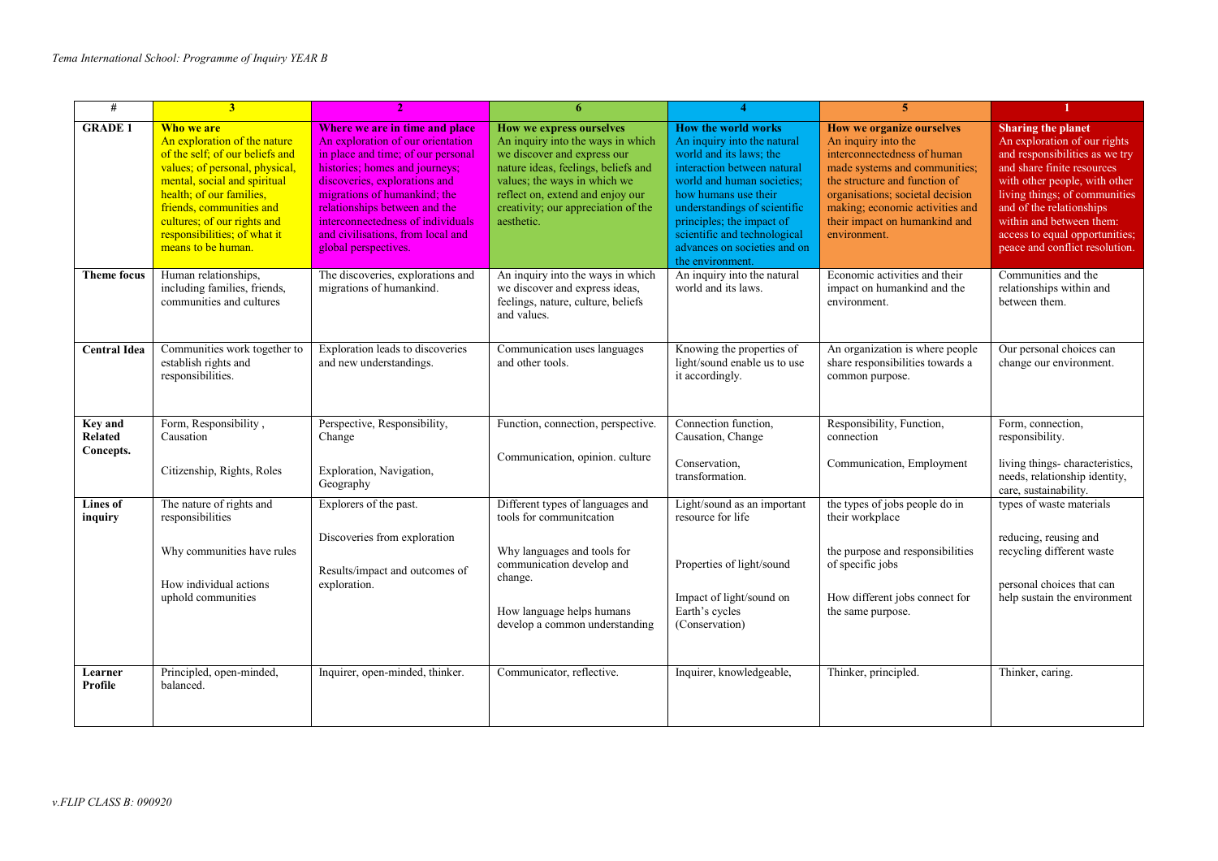*Tema International School: Programme of Inquiry YEAR B*

| # | 3 | 2 | 6 | 4 | 5 | 1 |
|---|---|---|---|---|---|---|
| **GRADE 1** | **Who we are** An exploration of the nature of the self; of our beliefs and values; of personal, physical, mental, social and spiritual health; of our families, friends, communities and cultures; of our rights and responsibilities; of what it means to be human. | **Where we are in time and place** An exploration of our orientation in place and time; of our personal histories; homes and journeys; discoveries, explorations and migrations of humankind; the relationships between and the interconnectedness of individuals and civilisations, from local and global perspectives. | **How we express ourselves** An inquiry into the ways in which we discover and express our nature ideas, feelings, beliefs and values; the ways in which we reflect on, extend and enjoy our creativity; our appreciation of the aesthetic. | **How the world works** An inquiry into the natural world and its laws; the interaction between natural world and human societies; how humans use their understandings of scientific principles; the impact of scientific and technological advances on societies and on the environment. | **How we organize ourselves** An inquiry into the interconnectedness of human made systems and communities; the structure and function of organisations; societal decision making; economic activities and their impact on humankind and environment. | **Sharing the planet** An exploration of our rights and responsibilities as we try and share finite resources with other people, with other living things; of communities and of the relationships within and between them: access to equal opportunities; peace and conflict resolution. |
| **Theme focus** | Human relationships, including families, friends, communities and cultures | The discoveries, explorations and migrations of humankind. | An inquiry into the ways in which we discover and express ideas, feelings, nature, culture, beliefs and values. | An inquiry into the natural world and its laws. | Economic activities and their impact on humankind and the environment. | Communities and the relationships within and between them. |
| **Central Idea** | Communities work together to establish rights and responsibilities. | Exploration leads to discoveries and new understandings. | Communication uses languages and other tools. | Knowing the properties of light/sound enable us to use it accordingly. | An organization is where people share responsibilities towards a common purpose. | Our personal choices can change our environment. |
| **Key and Related Concepts.** | Form, Responsibility , Causation<br><br>Citizenship, Rights, Roles | Perspective, Responsibility, Change<br><br>Exploration, Navigation, Geography | Function, connection, perspective.<br><br>Communication, opinion. culture | Connection function, Causation, Change<br><br>Conservation, transformation. | Responsibility, Function, connection<br><br>Communication, Employment | Form, connection, responsibility.<br><br>living things- characteristics, needs, relationship identity, care, sustainability. |
| **Lines of inquiry** | The nature of rights and responsibilities<br><br>Why communities have rules<br><br>How individual actions uphold communities | Explorers of the past.<br><br>Discoveries from exploration<br><br>Results/impact and outcomes of exploration. | Different types of languages and tools for communitcation<br><br>Why languages and tools for communication develop and change.<br><br>How language helps humans develop a common understanding | Light/sound as an important resource for life<br><br>Properties of light/sound<br><br>Impact of light/sound on Earth's cycles (Conservation) | the types of jobs people do in their workplace<br><br>the purpose and responsibilities of specific jobs<br><br>How different jobs connect for the same purpose. | types of waste materials<br><br>reducing, reusing and recycling different waste<br><br>personal choices that can help sustain the environment |
| **Learner Profile** | Principled, open-minded, balanced. | Inquirer, open-minded, thinker. | Communicator, reflective. | Inquirer, knowledgeable, | Thinker, principled. | Thinker, caring. |

*v.FLIP CLASS B: 090920*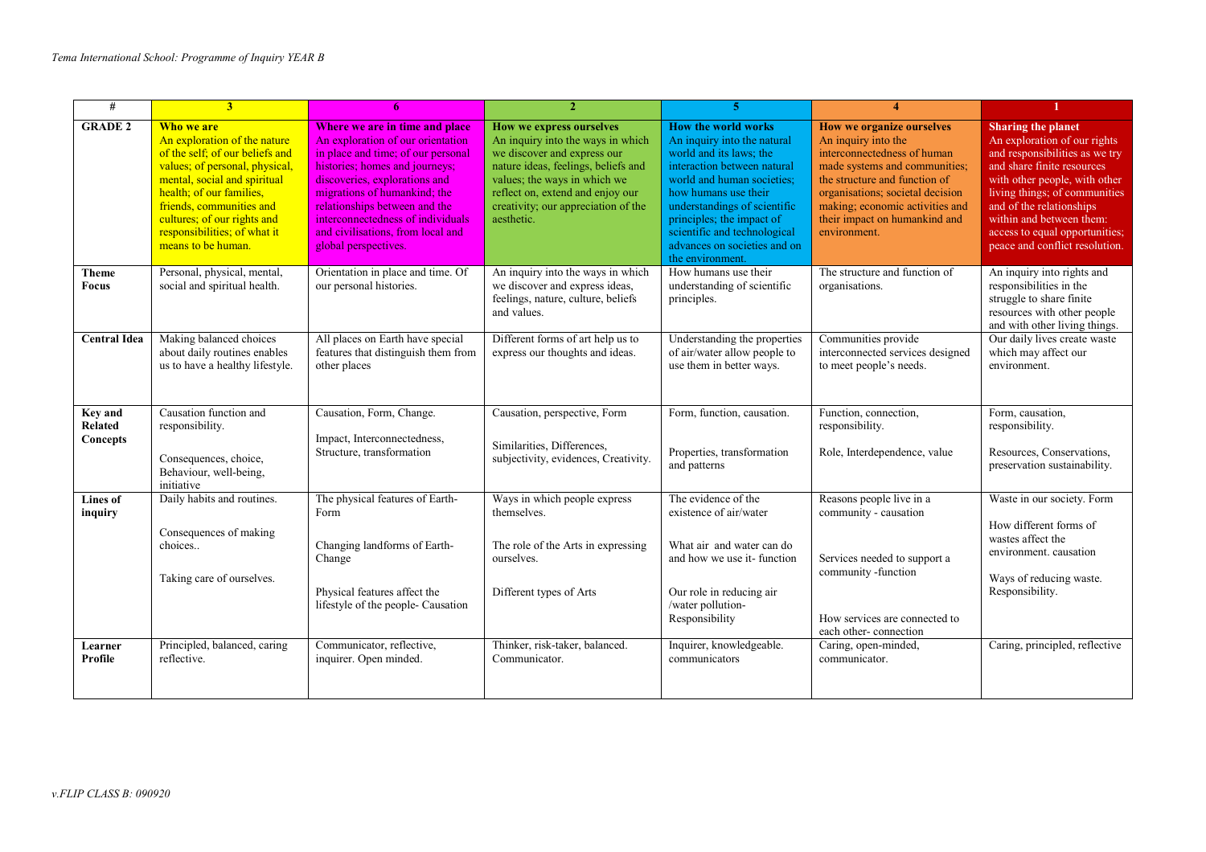*Tema International School: Programme of Inquiry YEAR B*

| # | 3 | 6 | 2 | 5 | 4 | 1 |
|---|---|---|---|---|---|---|
| **GRADE 2** | **Who we are**<br>An exploration of the nature of the self; of our beliefs and values; of personal, physical, mental, social and spiritual health; of our families, friends, communities and cultures; of our rights and responsibilities; of what it means to be human. | **Where we are in time and place**<br>An exploration of our orientation in place and time; of our personal histories; homes and journeys; discoveries, explorations and migrations of humankind; the relationships between and the interconnectedness of individuals and civilisations, from local and global perspectives. | **How we express ourselves**<br>An inquiry into the ways in which we discover and express our nature ideas, feelings, beliefs and values; the ways in which we reflect on, extend and enjoy our creativity; our appreciation of the aesthetic. | **How the world works**<br>An inquiry into the natural world and its laws; the interaction between natural world and human societies; how humans use their understandings of scientific principles; the impact of scientific and technological advances on societies and on the environment. | **How we organize ourselves**<br>An inquiry into the interconnectedness of human made systems and communities; the structure and function of organisations; societal decision making; economic activities and their impact on humankind and environment. | **Sharing the planet**<br>An exploration of our rights and responsibilities as we try and share finite resources with other people, with other living things; of communities and of the relationships within and between them: access to equal opportunities; peace and conflict resolution. |
| **Theme Focus** | Personal, physical, mental, social and spiritual health. | Orientation in place and time. Of our personal histories. | An inquiry into the ways in which we discover and express ideas, feelings, nature, culture, beliefs and values. | How humans use their understanding of scientific principles. | The structure and function of organisations. | An inquiry into rights and responsibilities in the struggle to share finite resources with other people and with other living things. |
| **Central Idea** | Making balanced choices about daily routines enables us to have a healthy lifestyle. | All places on Earth have special features that distinguish them from other places | Different forms of art help us to express our thoughts and ideas. | Understanding the properties of air/water allow people to use them in better ways. | Communities provide interconnected services designed to meet people's needs. | Our daily lives create waste which may affect our environment. |
| **Key and Related Concepts** | Causation function and responsibility.<br><br>Consequences, choice, Behaviour, well-being, initiative | Causation, Form, Change.<br><br>Impact, Interconnectedness, Structure, transformation | Causation, perspective, Form<br><br>Similarities, Differences, subjectivity, evidences, Creativity. | Form, function, causation.<br><br>Properties, transformation and patterns | Function, connection, responsibility.<br><br>Role, Interdependence, value | Form, causation, responsibility.<br><br>Resources, Conservations, preservation sustainability. |
| **Lines of inquiry** | Daily habits and routines.<br><br>Consequences of making choices..<br><br>Taking care of ourselves. | The physical features of Earth- Form<br><br>Changing landforms of Earth- Change<br><br>Physical features affect the lifestyle of the people- Causation | Ways in which people express themselves.<br><br>The role of the Arts in expressing ourselves.<br><br>Different types of Arts | The evidence of the existence of air/water<br><br>What air and water can do and how we use it- function<br><br>Our role in reducing air /water pollution- Responsibility | Reasons people live in a community - causation<br><br>Services needed to support a community -function<br><br>How services are connected to each other- connection | Waste in our society. Form<br><br>How different forms of wastes affect the environment. causation<br><br>Ways of reducing waste. Responsibility. |
| **Learner Profile** | Principled, balanced, caring reflective. | Communicator, reflective, inquirer. Open minded. | Thinker, risk-taker, balanced. Communicator. | Inquirer, knowledgeable. communicators | Caring, open-minded, communicator. | Caring, principled, reflective |

*v.FLIP CLASS B: 090920*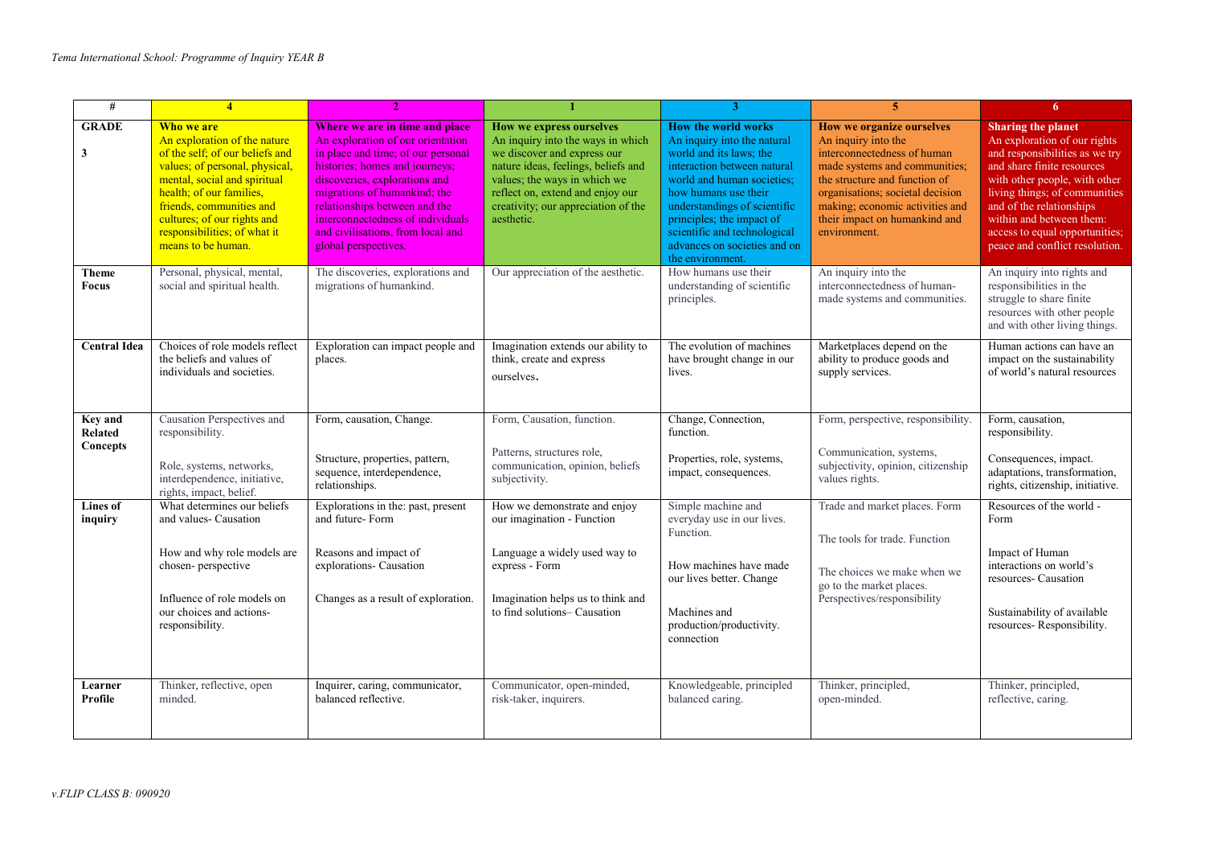*Tema International School: Programme of Inquiry YEAR B*

| # | 4 | 2 | 1 | 3 | 5 | 6 |
|---|---|---|---|---|---|---|
| **GRADE** **3** | **Who we are** An exploration of the nature of the self; of our beliefs and values; of personal, physical, mental, social and spiritual health; of our families, friends, communities and cultures; of our rights and responsibilities; of what it means to be human. | **Where we are in time and place** An exploration of our orientation in place and time; of our personal histories; homes and journeys; discoveries, explorations and migrations of humankind; the relationships between and the interconnectedness of individuals and civilisations, from local and global perspectives. | **How we express ourselves** An inquiry into the ways in which we discover and express our nature ideas, feelings, beliefs and values; the ways in which we reflect on, extend and enjoy our creativity; our appreciation of the aesthetic. | **How the world works** An inquiry into the natural world and its laws; the interaction between natural world and human societies; how humans use their understandings of scientific principles; the impact of scientific and technological advances on societies and on the environment. | **How we organize ourselves** An inquiry into the interconnectedness of human made systems and communities; the structure and function of organisations; societal decision making; economic activities and their impact on humankind and environment. | **Sharing the planet** An exploration of our rights and responsibilities as we try and share finite resources with other people, with other living things; of communities and of the relationships within and between them: access to equal opportunities; peace and conflict resolution. |
| **Theme Focus** | Personal, physical, mental, social and spiritual health. | The discoveries, explorations and migrations of humankind. | Our appreciation of the aesthetic. | How humans use their understanding of scientific principles. | An inquiry into the interconnectedness of human-made systems and communities. | An inquiry into rights and responsibilities in the struggle to share finite resources with other people and with other living things. |
| **Central Idea** | Choices of role models reflect the beliefs and values of individuals and societies. | Exploration can impact people and places. | Imagination extends our ability to think, create and express ourselves. | The evolution of machines have brought change in our lives. | Marketplaces depend on the ability to produce goods and supply services. | Human actions can have an impact on the sustainability of world's natural resources |
| **Key and Related Concepts** | Causation Perspectives and responsibility.<br><br>Role, systems, networks, interdependence, initiative, rights, impact, belief. | Form, causation, Change.<br><br>Structure, properties, pattern, sequence, interdependence, relationships. | Form, Causation, function.<br><br>Patterns, structures role, communication, opinion, beliefs subjectivity. | Change, Connection, function.<br><br>Properties, role, systems, impact, consequences. | Form, perspective, responsibility.<br><br>Communication, systems, subjectivity, opinion, citizenship values rights. | Form, causation, responsibility.<br><br>Consequences, impact. adaptations, transformation, rights, citizenship, initiative. |
| **Lines of inquiry** | What determines our beliefs and values- Causation<br><br>How and why role models are chosen- perspective<br><br>Influence of role models on our choices and actions- responsibility. | Explorations in the: past, present and future- Form<br><br>Reasons and impact of explorations- Causation<br><br>Changes as a result of exploration. | How we demonstrate and enjoy our imagination - Function<br><br>Language a widely used way to express - Form<br><br>Imagination helps us to think and to find solutions– Causation | Simple machine and everyday use in our lives. Function.<br><br>How machines have made our lives better. Change<br><br>Machines and production/productivity. connection | Trade and market places. Form<br><br>The tools for trade. Function<br><br>The choices we make when we go to the market places. Perspectives/responsibility | Resources of the world - Form<br><br>Impact of Human interactions on world's resources- Causation<br><br>Sustainability of available resources- Responsibility. |
| **Learner Profile** | Thinker, reflective, open minded. | Inquirer, caring, communicator, balanced reflective. | Communicator, open-minded, risk-taker, inquirers. | Knowledgeable, principled balanced caring. | Thinker, principled, open-minded. | Thinker, principled, reflective, caring. |

*v.FLIP CLASS B: 090920*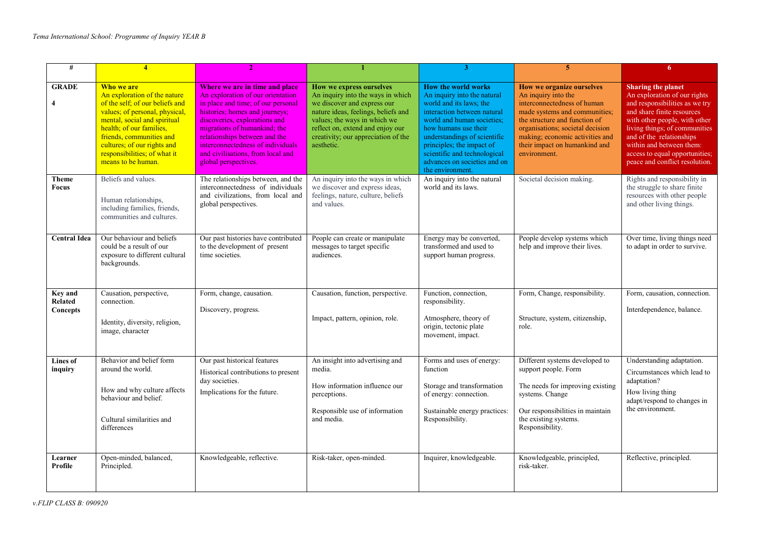*Tema International School: Programme of Inquiry YEAR B*

| # | 4 | 2 | 1 | 3 | 5 | 6 |
|---|---|---|---|---|---|---|
| **GRADE**<br><br>**4** | **Who we are**<br>An exploration of the nature of the self; of our beliefs and values; of personal, physical, mental, social and spiritual health; of our families, friends, communities and cultures; of our rights and responsibilities; of what it means to be human. | **Where we are in time and place**<br>An exploration of our orientation in place and time; of our personal histories; homes and journeys; discoveries, explorations and migrations of humankind; the relationships between and the interconnectedness of individuals and civilisations, from local and global perspectives. | **How we express ourselves**<br>An inquiry into the ways in which we discover and express our nature ideas, feelings, beliefs and values; the ways in which we reflect on, extend and enjoy our creativity; our appreciation of the aesthetic. | **How the world works**<br>An inquiry into the natural world and its laws; the interaction between natural world and human societies; how humans use their understandings of scientific principles; the impact of scientific and technological advances on societies and on the environment. | **How we organize ourselves**<br>An inquiry into the interconnectedness of human made systems and communities; the structure and function of organisations; societal decision making; economic activities and their impact on humankind and environment. | **Sharing the planet**<br>An exploration of our rights and responsibilities as we try and share finite resources with other people, with other living things; of communities and of the relationships within and between them: access to equal opportunities; peace and conflict resolution. |
| **Theme Focus** | Beliefs and values.<br><br>Human relationships, including families, friends, communities and cultures. | The relationships between, and the interconnectedness of individuals and civilizations, from local and global perspectives. | An inquiry into the ways in which we discover and express ideas, feelings, nature, culture, beliefs and values. | An inquiry into the natural world and its laws. | Societal decision making. | Rights and responsibility in the struggle to share finite resources with other people and other living things. |
| **Central Idea** | Our behaviour and beliefs could be a result of our exposure to different cultural backgrounds. | Our past histories have contributed to the development of present time societies. | People can create or manipulate messages to target specific audiences. | Energy may be converted, transformed and used to support human progress. | People develop systems which help and improve their lives. | Over time, living things need to adapt in order to survive. |
| **Key and Related Concepts** | Causation, perspective, connection.<br><br>Identity, diversity, religion, image, character | Form, change, causation.<br><br>Discovery, progress. | Causation, function, perspective.<br><br>Impact, pattern, opinion, role. | Function, connection, responsibility.<br><br>Atmosphere, theory of origin, tectonic plate movement, impact. | Form, Change, responsibility.<br><br>Structure, system, citizenship, role. | Form, causation, connection.<br><br>Interdependence, balance. |
| **Lines of inquiry** | Behavior and belief form around the world.<br><br>How and why culture affects behaviour and belief.<br><br>Cultural similarities and differences | Our past historical features<br><br>Historical contributions to present day societies.<br><br>Implications for the future. | An insight into advertising and media.<br><br>How information influence our perceptions.<br><br>Responsible use of information and media. | Forms and uses of energy: function<br><br>Storage and transformation of energy: connection.<br><br>Sustainable energy practices: Responsibility. | Different systems developed to support people. Form<br><br>The needs for improving existing systems. Change<br><br>Our responsibilities in maintain the existing systems. Responsibility. | Understanding adaptation.<br><br>Circumstances which lead to adaptation?<br><br>How living thing adapt/respond to changes in the environment. |
| **Learner Profile** | Open-minded, balanced, Principled. | Knowledgeable, reflective. | Risk-taker, open-minded. | Inquirer, knowledgeable. | Knowledgeable, principled, risk-taker. | Reflective, principled. |

*v.FLIP CLASS B: 090920*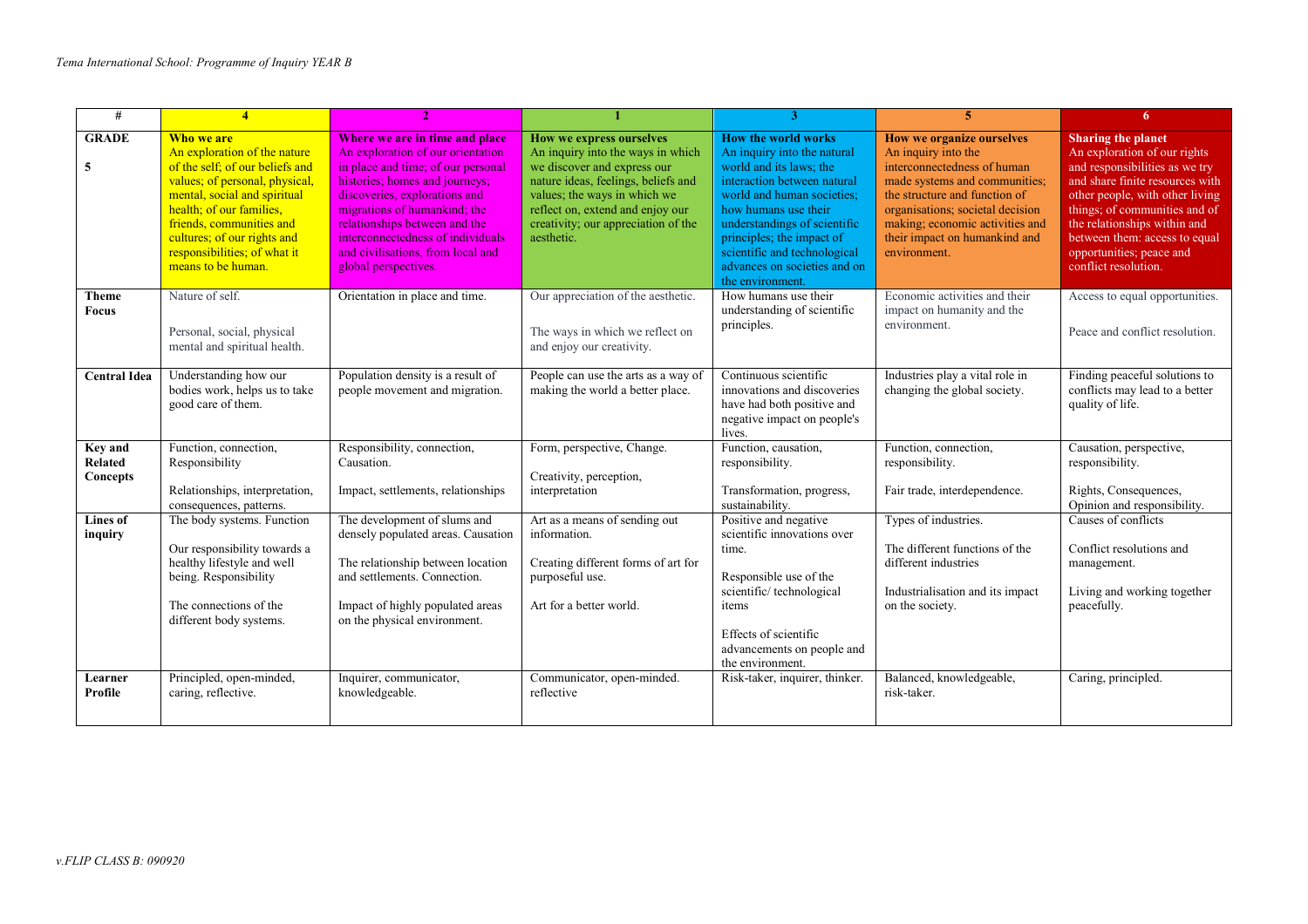*Tema International School: Programme of Inquiry YEAR B*

| # | 4 | 2 | 1 | 3 | 5 | 6 |
|---|---|---|---|---|---|---|
| **GRADE**<br><br>**5** | **Who we are**<br>An exploration of the nature of the self; of our beliefs and values; of personal, physical, mental, social and spiritual health; of our families, friends, communities and cultures; of our rights and responsibilities; of what it means to be human. | **Where we are in time and place**<br>An exploration of our orientation in place and time; of our personal histories; homes and journeys; discoveries, explorations and migrations of humankind; the relationships between and the interconnectedness of individuals and civilisations, from local and global perspectives. | **How we express ourselves**<br>An inquiry into the ways in which we discover and express our nature ideas, feelings, beliefs and values; the ways in which we reflect on, extend and enjoy our creativity; our appreciation of the aesthetic. | **How the world works**<br>An inquiry into the natural world and its laws; the interaction between natural world and human societies; how humans use their understandings of scientific principles; the impact of scientific and technological advances on societies and on the environment. | **How we organize ourselves**<br>An inquiry into the interconnectedness of human made systems and communities; the structure and function of organisations; societal decision making; economic activities and their impact on humankind and environment. | **Sharing the planet**<br>An exploration of our rights and responsibilities as we try and share finite resources with other people, with other living things; of communities and of the relationships within and between them: access to equal opportunities; peace and conflict resolution. |
| **Theme Focus** | Nature of self.<br><br>Personal, social, physical mental and spiritual health. | Orientation in place and time. | Our appreciation of the aesthetic.<br><br>The ways in which we reflect on and enjoy our creativity. | How humans use their understanding of scientific principles. | Economic activities and their impact on humanity and the environment. | Access to equal opportunities.<br><br>Peace and conflict resolution. |
| **Central Idea** | Understanding how our bodies work, helps us to take good care of them. | Population density is a result of people movement and migration. | People can use the arts as a way of making the world a better place. | Continuous scientific innovations and discoveries have had both positive and negative impact on people's lives. | Industries play a vital role in changing the global society. | Finding peaceful solutions to conflicts may lead to a better quality of life. |
| **Key and Related Concepts** | Function, connection, Responsibility<br><br>Relationships, interpretation, consequences, patterns. | Responsibility, connection, Causation.<br><br>Impact, settlements, relationships | Form, perspective, Change.<br><br>Creativity, perception, interpretation | Function, causation, responsibility.<br><br>Transformation, progress, sustainability. | Function, connection, responsibility.<br><br>Fair trade, interdependence. | Causation, perspective, responsibility.<br><br>Rights, Consequences, Opinion and responsibility. |
| **Lines of inquiry** | The body systems. Function<br><br>Our responsibility towards a healthy lifestyle and well being. Responsibility<br><br>The connections of the different body systems. | The development of slums and densely populated areas. Causation<br><br>The relationship between location and settlements. Connection.<br><br>Impact of highly populated areas on the physical environment. | Art as a means of sending out information.<br><br>Creating different forms of art for purposeful use.<br><br>Art for a better world. | Positive and negative scientific innovations over time.<br><br>Responsible use of the scientific/ technological items<br><br>Effects of scientific advancements on people and the environment. | Types of industries.<br><br>The different functions of the different industries<br><br>Industrialisation and its impact on the society. | Causes of conflicts<br><br>Conflict resolutions and management.<br><br>Living and working together peacefully. |
| **Learner Profile** | Principled, open-minded, caring, reflective. | Inquirer, communicator, knowledgeable. | Communicator, open-minded. reflective | Risk-taker, inquirer, thinker. | Balanced, knowledgeable, risk-taker. | Caring, principled. |

*v.FLIP CLASS B: 090920*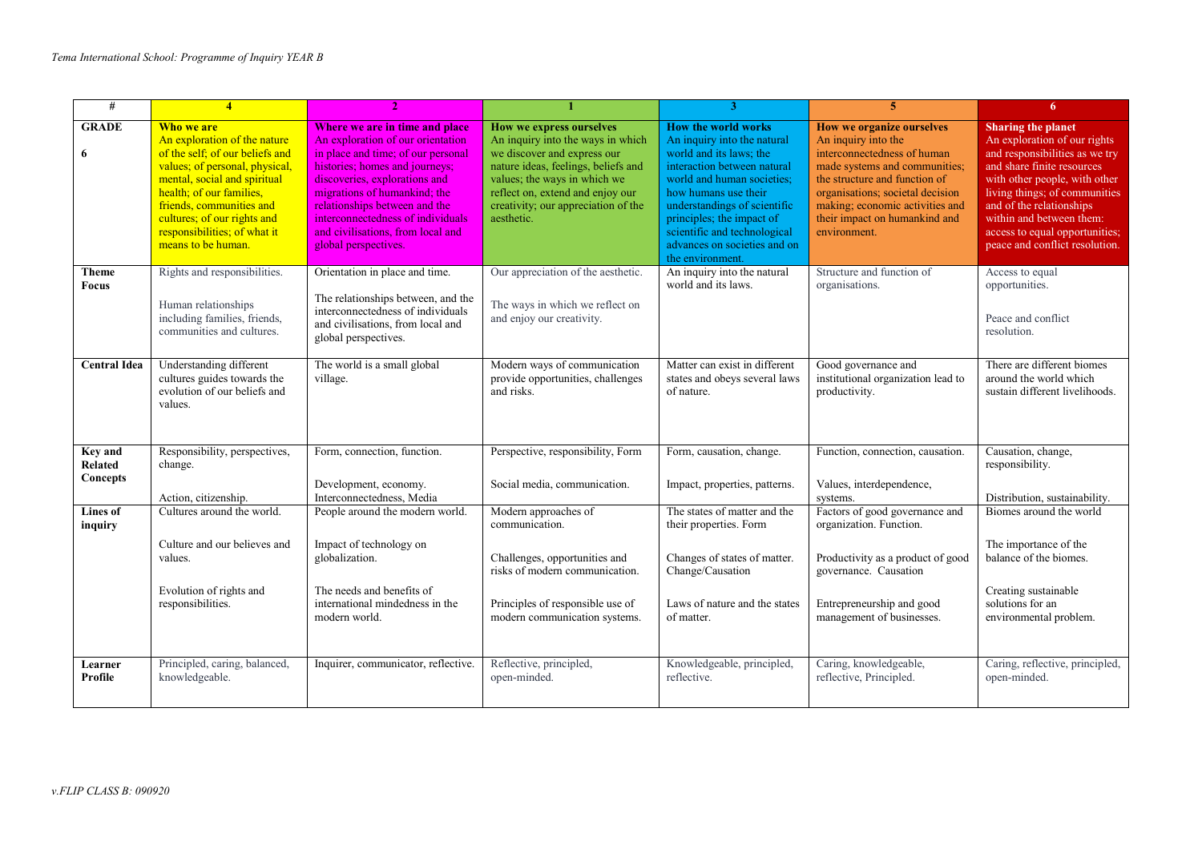| # | 4 | 2 | 1 | 3 | 5 | 6 |
|---|---|---|---|---|---|---|
| **GRADE** 6 | **Who we are** An exploration of the nature of the self; of our beliefs and values; of personal, physical, mental, social and spiritual health; of our families, friends, communities and cultures; of our rights and responsibilities; of what it means to be human. | **Where we are in time and place** An exploration of our orientation in place and time; of our personal histories; homes and journeys; discoveries, explorations and migrations of humankind; the relationships between and the interconnectedness of individuals and civilisations, from local and global perspectives. | **How we express ourselves** An inquiry into the ways in which we discover and express our nature ideas, feelings, beliefs and values; the ways in which we reflect on, extend and enjoy our creativity; our appreciation of the aesthetic. | **How the world works** An inquiry into the natural world and its laws; the interaction between natural world and human societies; how humans use their understandings of scientific principles; the impact of scientific and technological advances on societies and on the environment. | **How we organize ourselves** An inquiry into the interconnectedness of human made systems and communities; the structure and function of organisations; societal decision making; economic activities and their impact on humankind and environment. | **Sharing the planet** An exploration of our rights and responsibilities as we try and share finite resources with other people, with other living things; of communities and of the relationships within and between them: access to equal opportunities; peace and conflict resolution. |
| **Theme Focus** | Rights and responsibilities.<br><br>Human relationships including families, friends, communities and cultures. | Orientation in place and time.<br><br>The relationships between, and the interconnectedness of individuals and civilizations, from local and global perspectives. | Our appreciation of the aesthetic.<br><br>The ways in which we reflect on and enjoy our creativity. | An inquiry into the natural world and its laws. | Structure and function of organisations. | Access to equal opportunities.<br><br>Peace and conflict resolution. |
| **Central Idea** | Understanding different cultures guides towards the evolution of our beliefs and values. | The world is a small global village. | Modern ways of communication provide opportunities, challenges and risks. | Matter can exist in different states and obeys several laws of nature. | Good governance and institutional organization lead to productivity. | There are different biomes around the world which sustain different livelihoods. |
| **Key and Related Concepts** | Responsibility, perspectives, change.<br><br>Action, citizenship. | Form, connection, function.<br><br>Development, economy. Interconnectedness, Media | Perspective, responsibility, Form<br><br>Social media, communication. | Form, causation, change.<br><br>Impact, properties, patterns. | Function, connection, causation.<br><br>Values, interdependence, systems. | Causation, change, responsibility.<br><br>Distribution, sustainability. |
| **Lines of inquiry** | Cultures around the world.<br><br>Culture and our believes and values.<br><br>Evolution of rights and responsibilities. | People around the modern world.<br><br>Impact of technology on globalization.<br><br>The needs and benefits of international mindedness in the modern world. | Modern approaches of communication.<br><br>Challenges, opportunities and risks of modern communication.<br><br>Principles of responsible use of modern communication systems. | The states of matter and the their properties. Form<br><br>Changes of states of matter. Change/Causation<br><br>Laws of nature and the states of matter. | Factors of good governance and organization. Function.<br><br>Productivity as a product of good governance. Causation<br><br>Entrepreneurship and good management of businesses. | Biomes around the world<br><br>The importance of the balance of the biomes.<br><br>Creating sustainable solutions for an environmental problem. |
| **Learner Profile** | Principled, caring, balanced, knowledgeable. | Inquirer, communicator, reflective. | Reflective, principled, open-minded. | Knowledgeable, principled, reflective. | Caring, knowledgeable, reflective, Principled. | Caring, reflective, principled, open-minded. |